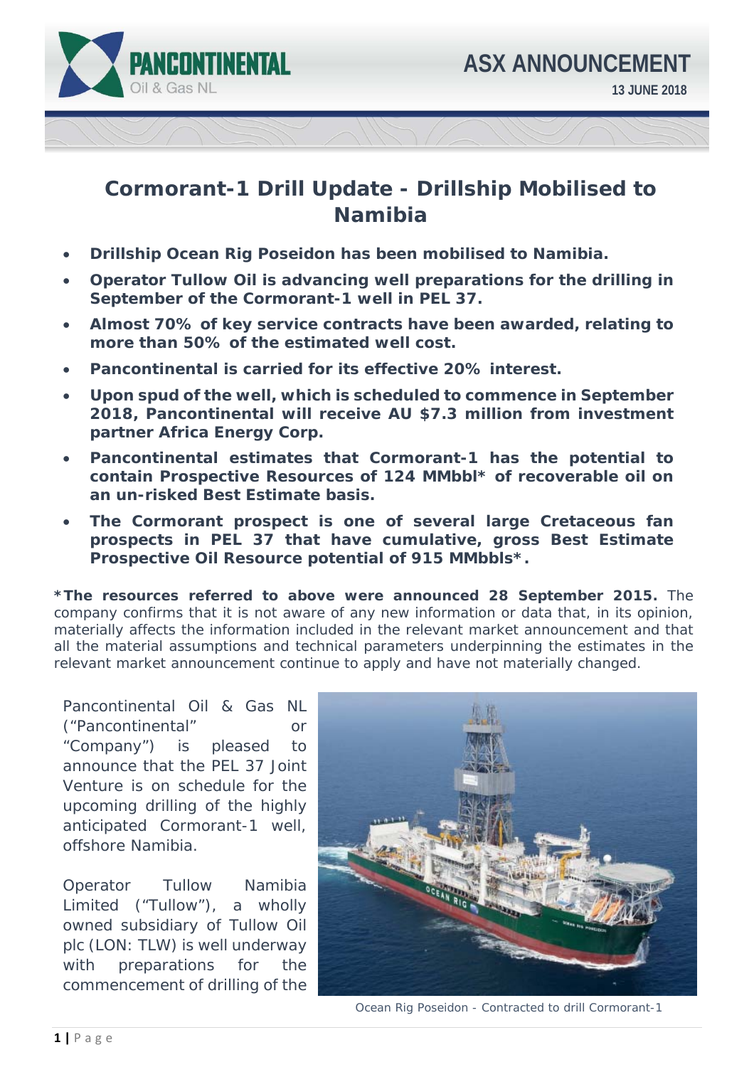# Cormorant-1 Drill Update - Drillship Mobilised to Namibia

- **Drillship Ocean Rig Poseidon has been mobilised to Namibia.**
- **Operator Tullow Oil is advancing well preparations for the drilling in September of the Cormorant-1 well in PEL 37.**
- **Almost 70% of key service contracts have been awarded, relating to more than 50% of the estimated well cost.**
- **Pancontinental is carried for its effective 20% interest.**
- **Upon spud of the well, which is scheduled to commence in September 2018, Pancontinental will receive AU $7.3 million from investment partner Africa Energy Corp.**
- **Pancontinental estimates that Cormorant-1 has the potential to contain Prospective Resources of 124 MMbbl* of recoverable oil on an un-risked Best Estimate basis.**
- **The Cormorant prospect is one of several large Cretaceous fan prospects in PEL 37 that have cumulative, gross Best Estimate Prospective Oil Resource potential of 915 MMbbls*.**

***The resources referred to above were announced 28 September 2015.** The company confirms that it is not aware of any new information or data that, in its opinion, materially affects the information included in the relevant market announcement and that all the material assumptions and technical parameters underpinning the estimates in the relevant market announcement continue to apply and have not materially changed.

Pancontinental Oil & Gas NL ("Pancontinental" or "Company") is pleased to announce that the PEL 37 Joint Venture is on schedule for the upcoming drilling of the highly anticipated Cormorant-1 well, offshore Namibia.

Operator Tullow Namibia Limited ("Tullow"), a wholly owned subsidiary of Tullow Oil plc (LON: TLW) is well underway with preparations for the commencement of drilling of the

Ocean Rig Poseidon - Contracted to drill Cormorant-1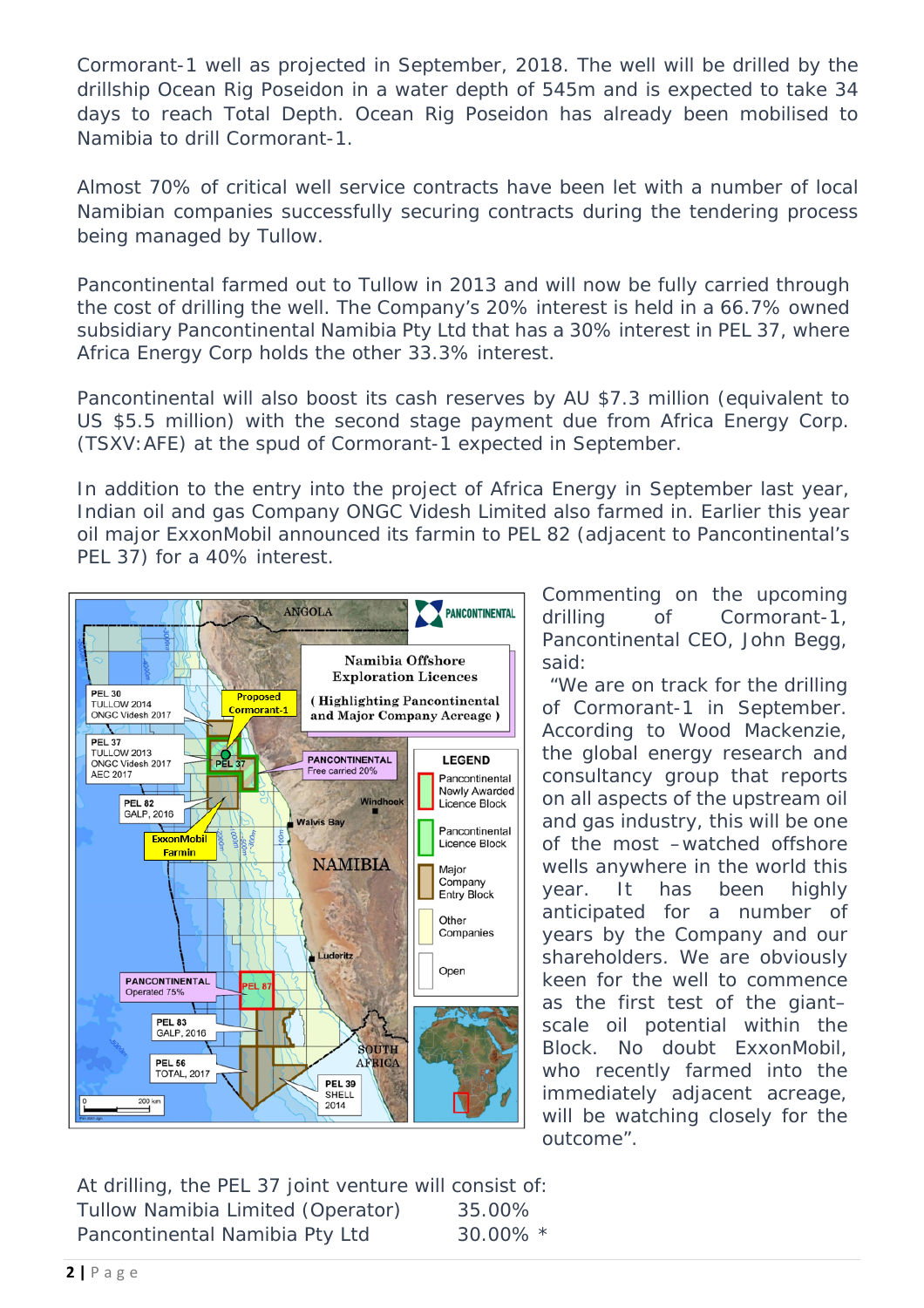Cormorant-1 well as projected in September, 2018. The well will be drilled by the drillship Ocean Rig Poseidon in a water depth of 545m and is expected to take 34 days to reach Total Depth. Ocean Rig Poseidon has already been mobilised to Namibia to drill Cormorant-1.

Almost 70% of critical well service contracts have been let with a number of local Namibian companies successfully securing contracts during the tendering process being managed by Tullow.

Pancontinental farmed out to Tullow in 2013 and will now be fully carried through the cost of drilling the well. The Company's 20% interest is held in a 66.7% owned subsidiary Pancontinental Namibia Pty Ltd that has a 30% interest in PEL 37, where Africa Energy Corp holds the other 33.3% interest.

Pancontinental will also boost its cash reserves by AU $7.3 million (equivalent to US $5.5 million) with the second stage payment due from Africa Energy Corp. (TSXV:AFE) at the spud of Cormorant-1 expected in September.

In addition to the entry into the project of Africa Energy in September last year, Indian oil and gas Company ONGC Videsh Limited also farmed in. Earlier this year oil major ExxonMobil announced its farmin to PEL 82 (adjacent to Pancontinental's PEL 37) for a 40% interest.

Commenting on the upcoming drilling of Cormorant-1, Pancontinental CEO, John Begg, said:

"We are on track for the drilling of Cormorant-1 in September. According to Wood Mackenzie, the global energy research and consultancy group that reports on all aspects of the upstream oil and gas industry, this will be one of the most –watched offshore wells anywhere in the world this year. It has been highly anticipated for a number of years by the Company and our shareholders. We are obviously keen for the well to commence as the first test of the giant–scale oil potential within the Block. No doubt ExxonMobil, who recently farmed into the immediately adjacent acreage, will be watching closely for the outcome".

At drilling, the PEL 37 joint venture will consist of:

| | |
|---|---|
| Tullow Namibia Limited (Operator) | 35.00% |
| Pancontinental Namibia Pty Ltd | 30.00% * |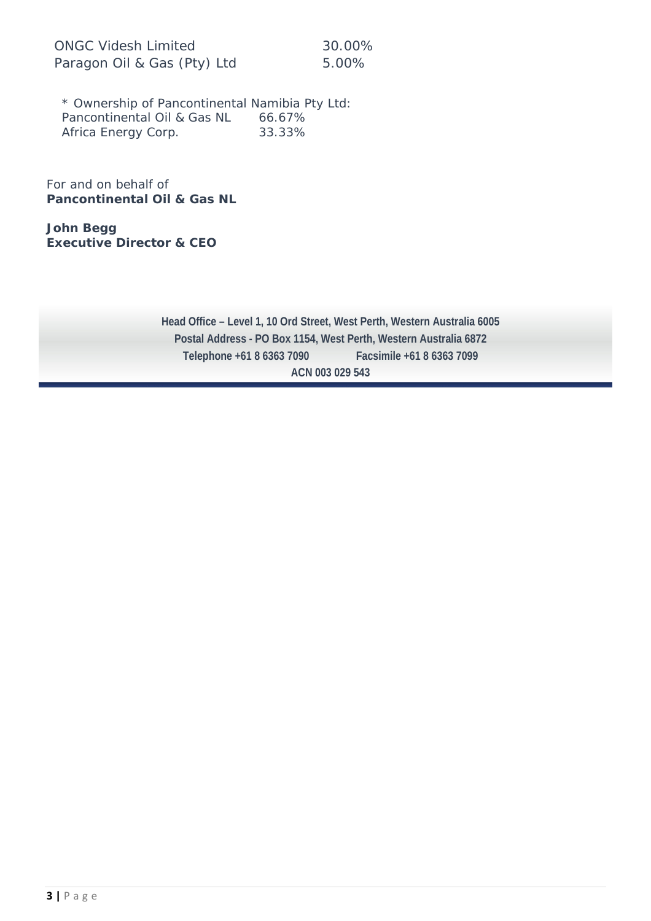| | |
|---|---|
| ONGC Videsh Limited | 30.00% |
| Paragon Oil & Gas (Pty) Ltd | 5.00% |

\* Ownership of Pancontinental Namibia Pty Ltd:

| | |
|---|---|
| Pancontinental Oil & Gas NL | 66.67% |
| Africa Energy Corp. | 33.33% |

For and on behalf of
**Pancontinental Oil & Gas NL**

**John Begg**
**Executive Director & CEO**

**Head Office – Level 1, 10 Ord Street, West Perth, Western Australia 6005**
**Postal Address - PO Box 1154, West Perth, Western Australia 6872**
**Telephone +61 8 6363 7090 Facsimile +61 8 6363 7099**
**ACN 003 029 543**